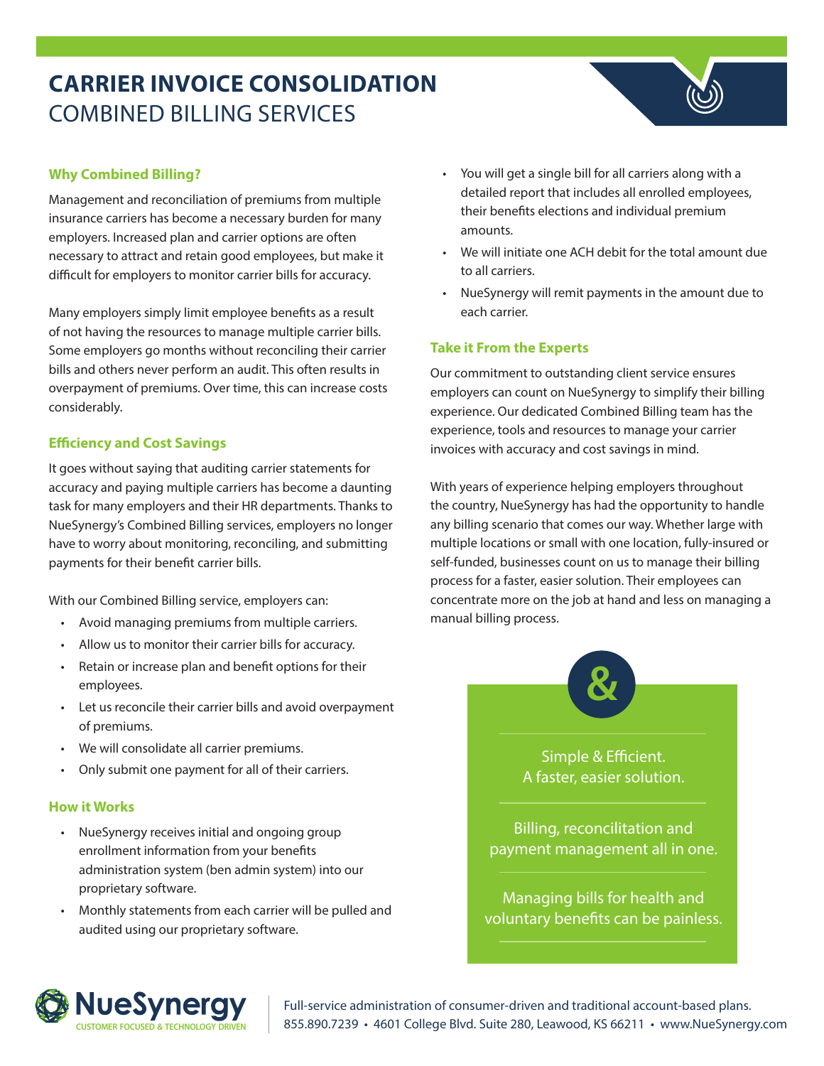# CARRIER INVOICE CONSOLIDATION
## COMBINED BILLING SERVICES

### Why Combined Billing?

Management and reconciliation of premiums from multiple insurance carriers has become a necessary burden for many employers. Increased plan and carrier options are often necessary to attract and retain good employees, but make it difficult for employers to monitor carrier bills for accuracy.

Many employers simply limit employee benefits as a result of not having the resources to manage multiple carrier bills. Some employers go months without reconciling their carrier bills and others never perform an audit. This often results in overpayment of premiums. Over time, this can increase costs considerably.

### Efficiency and Cost Savings

It goes without saying that auditing carrier statements for accuracy and paying multiple carriers has become a daunting task for many employers and their HR departments. Thanks to NueSynergy's Combined Billing services, employers no longer have to worry about monitoring, reconciling, and submitting payments for their benefit carrier bills.

With our Combined Billing service, employers can:

- Avoid managing premiums from multiple carriers.
- Allow us to monitor their carrier bills for accuracy.
- Retain or increase plan and benefit options for their employees.
- Let us reconcile their carrier bills and avoid overpayment of premiums.
- We will consolidate all carrier premiums.
- Only submit one payment for all of their carriers.

### How it Works

- NueSynergy receives initial and ongoing group enrollment information from your benefits administration system (ben admin system) into our proprietary software.
- Monthly statements from each carrier will be pulled and audited using our proprietary software.
- You will get a single bill for all carriers along with a detailed report that includes all enrolled employees, their benefits elections and individual premium amounts.
- We will initiate one ACH debit for the total amount due to all carriers.
- NueSynergy will remit payments in the amount due to each carrier.

### Take it From the Experts

Our commitment to outstanding client service ensures employers can count on NueSynergy to simplify their billing experience. Our dedicated Combined Billing team has the experience, tools and resources to manage your carrier invoices with accuracy and cost savings in mind.

With years of experience helping employers throughout the country, NueSynergy has had the opportunity to handle any billing scenario that comes our way. Whether large with multiple locations or small with one location, fully-insured or self-funded, businesses count on us to manage their billing process for a faster, easier solution. Their employees can concentrate more on the job at hand and less on managing a manual billing process.

&

Simple & Efficient.
A faster, easier solution.

Billing, reconcilitation and payment management all in one.

Managing bills for health and voluntary benefits can be painless.

NueSynergy
CUSTOMER FOCUSED & TECHNOLOGY DRIVEN

Full-service administration of consumer-driven and traditional account-based plans.
855.890.7239 • 4601 College Blvd. Suite 280, Leawood, KS 66211 • www.NueSynergy.com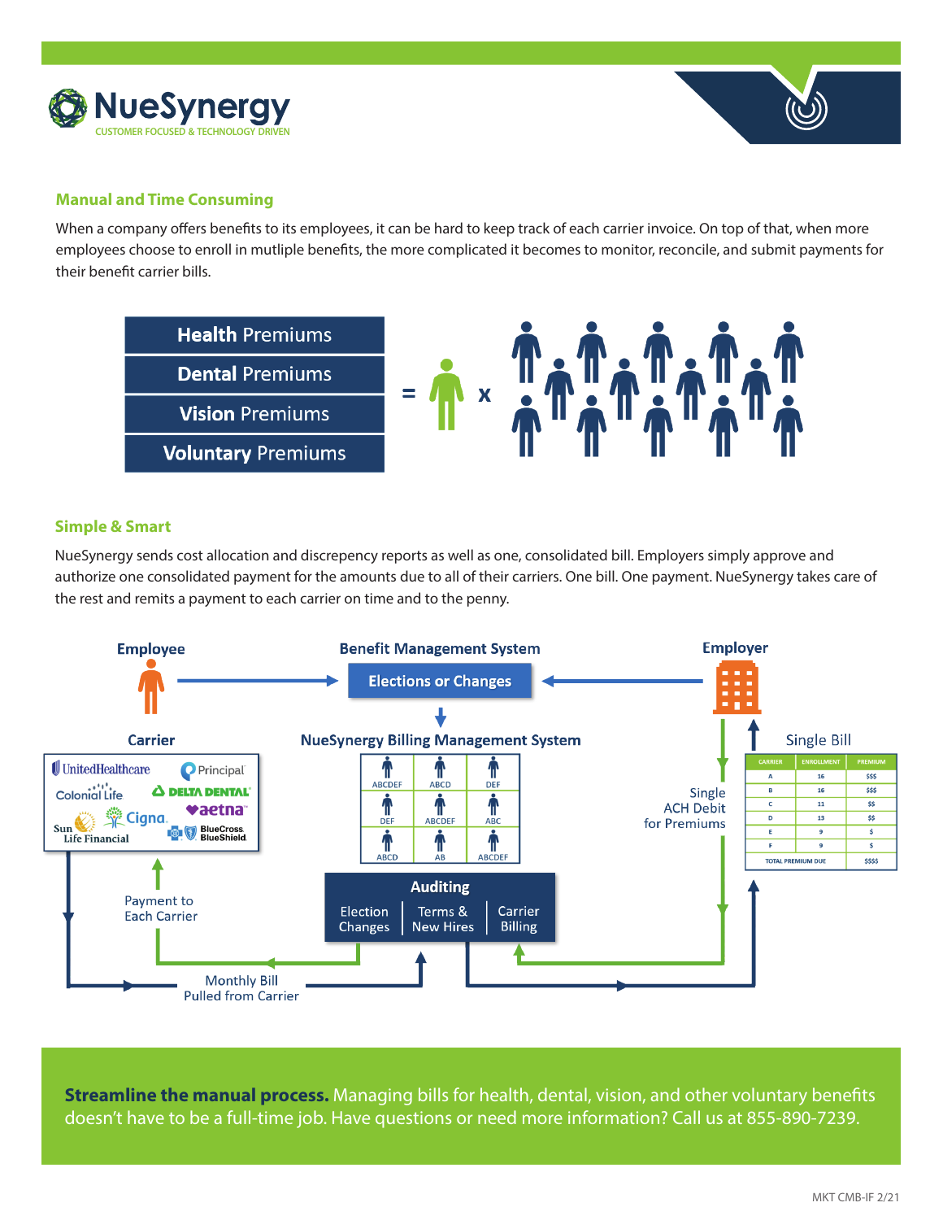# NueSynergy

CUSTOMER FOCUSED & TECHNOLOGY DRIVEN

## Manual and Time Consuming

When a company offers benefits to its employees, it can be hard to keep track of each carrier invoice. On top of that, when more employees choose to enroll in mutliple benefits, the more complicated it becomes to monitor, reconcile, and submit payments for their benefit carrier bills.

**Health** Premiums

**Dental** Premiums

**Vision** Premiums

**Voluntary** Premiums

= x

## Simple & Smart

NueSynergy sends cost allocation and discrepency reports as well as one, consolidated bill. Employers simply approve and authorize one consolidated payment for the amounts due to all of their carriers. One bill. One payment. NueSynergy takes care of the rest and remits a payment to each carrier on time and to the penny.

Employee

Benefit Management System

Elections or Changes

Employer

Carrier

UnitedHealthcare, Principal, Colonial Life, DELTA DENTAL, Cigna, aetna, Sun Life Financial, BlueCross BlueShield

NueSynergy Billing Management System

ABCDEF, ABCD, DEF, DEF, ABCDEF, ABC, ABCD, AB, ABCDEF

Single Bill

| CARRIER | ENROLLMENT | PREMIUM |
|---|---|---|
| A | 16 | $$$ |
| B | 16 | $$$ |
| C | 11 | $$ |
| D | 13 | $$ |
| E | 9 | $ |
| F | 9 | $ |
| TOTAL PREMIUM DUE | | $$$$ |

Single ACH Debit for Premiums

Payment to Each Carrier

Auditing

Election Changes

Terms & New Hires

Carrier Billing

Monthly Bill Pulled from Carrier

**Streamline the manual process.** Managing bills for health, dental, vision, and other voluntary benefits doesn't have to be a full-time job. Have questions or need more information? Call us at 855-890-7239.

MKT CMB-IF 2/21